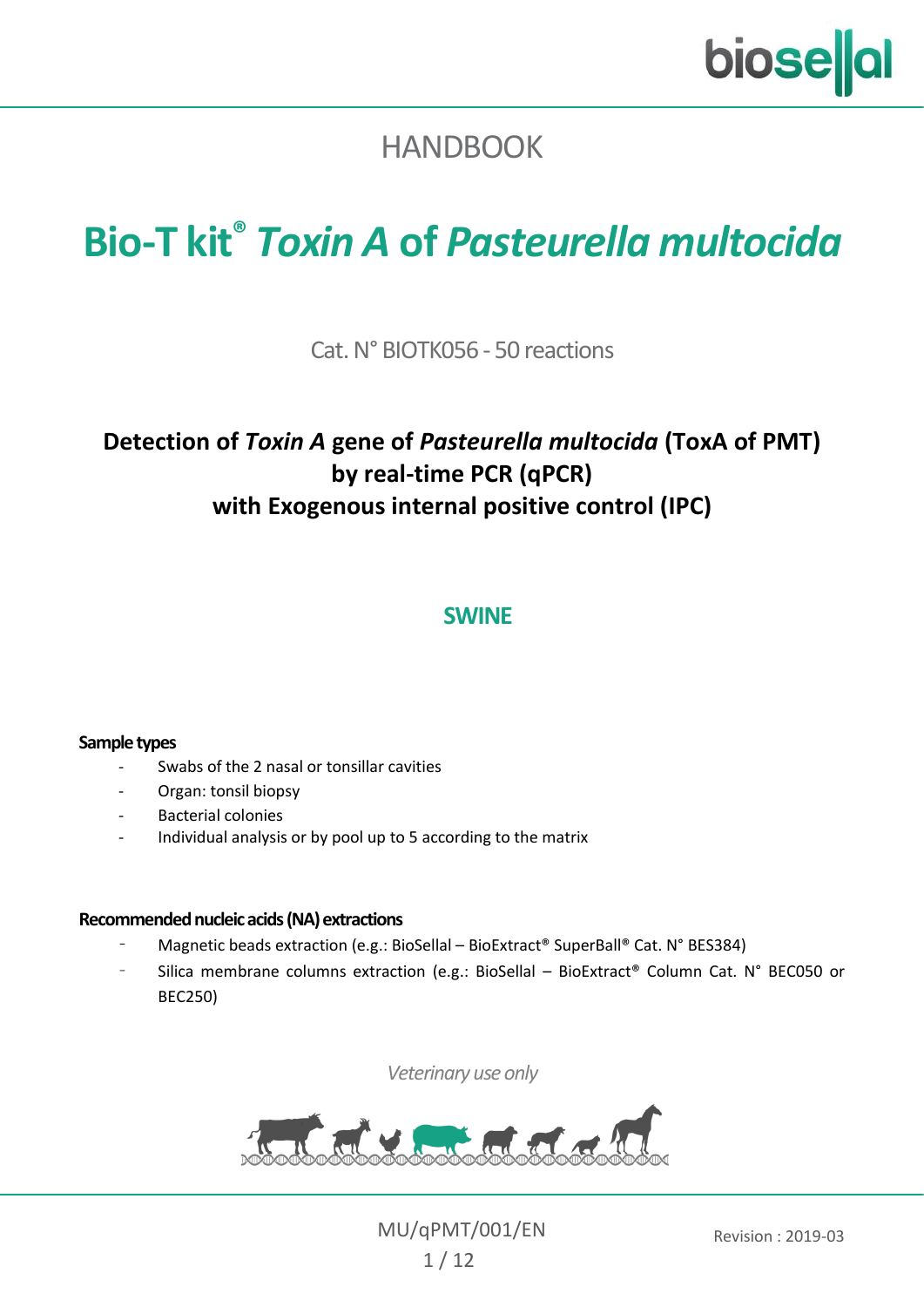HANDBOOK

# Bio-T kit® *Toxin A* of *Pasteurella multocida*

Cat. N° BIOTK056 - 50 reactions

## Detection of *Toxin A* gene of *Pasteurella multocida* (ToxA of PMT) by real-time PCR (qPCR) with Exogenous internal positive control (IPC)

### SWINE

**Sample types**

- Swabs of the 2 nasal or tonsillar cavities
- Organ: tonsil biopsy
- Bacterial colonies
- Individual analysis or by pool up to 5 according to the matrix

**Recommended nucleic acids (NA) extractions**

- Magnetic beads extraction (e.g.: BioSellal – BioExtract® SuperBall® Cat. N° BES384)
- Silica membrane columns extraction (e.g.: BioSellal – BioExtract® Column Cat. N° BEC050 or BEC250)

*Veterinary use only*

MU/qPMT/001/EN

Revision : 2019-03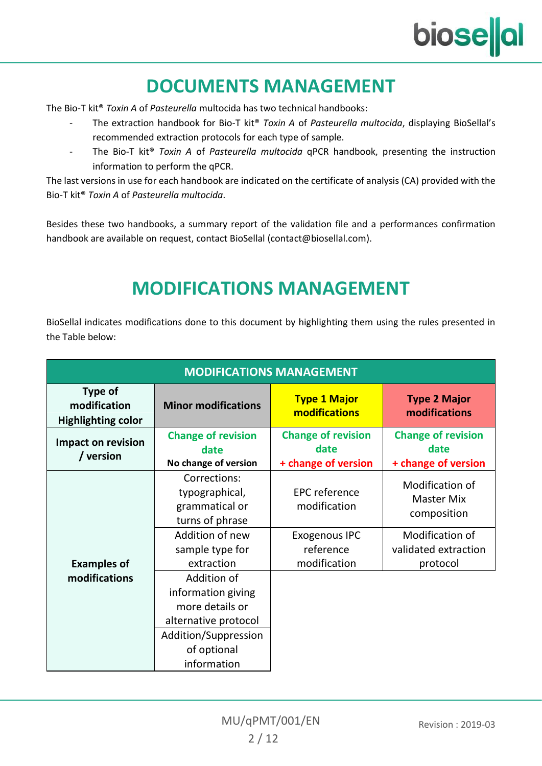# DOCUMENTS MANAGEMENT

The Bio-T kit® *Toxin A* of *Pasteurella* multocida has two technical handbooks:

- The extraction handbook for Bio-T kit® *Toxin A* of *Pasteurella multocida*, displaying BioSellal's recommended extraction protocols for each type of sample.
- The Bio-T kit® *Toxin A* of *Pasteurella multocida* qPCR handbook, presenting the instruction information to perform the qPCR.

The last versions in use for each handbook are indicated on the certificate of analysis (CA) provided with the Bio-T kit® *Toxin A* of *Pasteurella multocida*.

Besides these two handbooks, a summary report of the validation file and a performances confirmation handbook are available on request, contact BioSellal (contact@biosellal.com).

# MODIFICATIONS MANAGEMENT

BioSellal indicates modifications done to this document by highlighting them using the rules presented in the Table below:

| MODIFICATIONS MANAGEMENT | | | |
|---|---|---|---|
| **Type of modification Highlighting color** | **Minor modifications** | **Type 1 Major modifications** | **Type 2 Major modifications** |
| **Impact on revision / version** | **Change of revision date** **No change of version** | **Change of revision date + change of version** | **Change of revision date + change of version** |
| **Examples of modifications** | Corrections: typographical, grammatical or turns of phrase | EPC reference modification | Modification of Master Mix composition |
| | Addition of new sample type for extraction | Exogenous IPC reference modification | Modification of validated extraction protocol |
| | Addition of information giving more details or alternative protocol | | |
| | Addition/Suppression of optional information | | |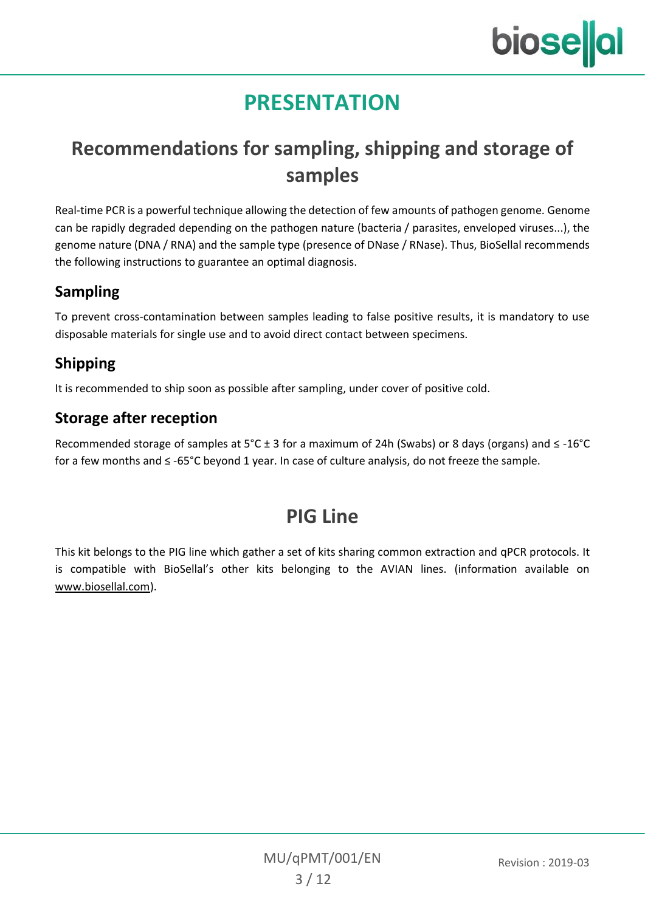# PRESENTATION

## Recommendations for sampling, shipping and storage of samples

Real-time PCR is a powerful technique allowing the detection of few amounts of pathogen genome. Genome can be rapidly degraded depending on the pathogen nature (bacteria / parasites, enveloped viruses...), the genome nature (DNA / RNA) and the sample type (presence of DNase / RNase). Thus, BioSellal recommends the following instructions to guarantee an optimal diagnosis.

### Sampling

To prevent cross-contamination between samples leading to false positive results, it is mandatory to use disposable materials for single use and to avoid direct contact between specimens.

### Shipping

It is recommended to ship soon as possible after sampling, under cover of positive cold.

### Storage after reception

Recommended storage of samples at 5°C ± 3 for a maximum of 24h (Swabs) or 8 days (organs) and ≤ -16°C for a few months and ≤ -65°C beyond 1 year. In case of culture analysis, do not freeze the sample.

## PIG Line

This kit belongs to the PIG line which gather a set of kits sharing common extraction and qPCR protocols. It is compatible with BioSellal's other kits belonging to the AVIAN lines. (information available on www.biosellal.com).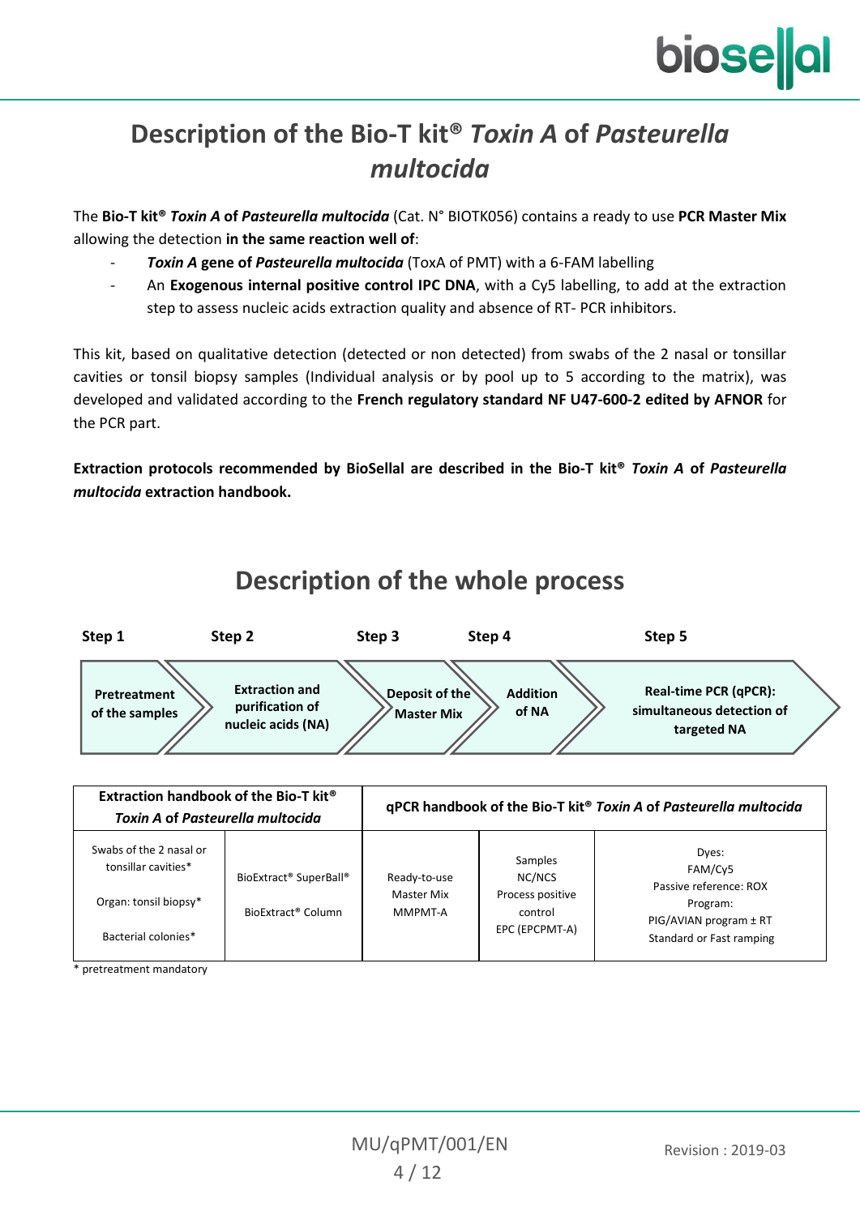# Description of the Bio-T kit® *Toxin A* of *Pasteurella multocida*

The **Bio-T kit® *Toxin A* of *Pasteurella multocida*** (Cat. N° BIOTK056) contains a ready to use **PCR Master Mix** allowing the detection **in the same reaction well of**:

- ***Toxin A* gene of *Pasteurella multocida*** (ToxA of PMT) with a 6-FAM labelling
- An **Exogenous internal positive control IPC DNA**, with a Cy5 labelling, to add at the extraction step to assess nucleic acids extraction quality and absence of RT- PCR inhibitors.

This kit, based on qualitative detection (detected or non detected) from swabs of the 2 nasal or tonsillar cavities or tonsil biopsy samples (Individual analysis or by pool up to 5 according to the matrix), was developed and validated according to the **French regulatory standard NF U47-600-2 edited by AFNOR** for the PCR part.

**Extraction protocols recommended by BioSellal are described in the Bio-T kit® *Toxin A* of *Pasteurella multocida* extraction handbook.**

# Description of the whole process

| Step 1 | Step 2 | Step 3 | Step 4 | Step 5 |
|---|---|---|---|---|
| **Pretreatment of the samples** | **Extraction and purification of nucleic acids (NA)** | **Deposit of the Master Mix** | **Addition of NA** | **Real-time PCR (qPCR): simultaneous detection of targeted NA** |

| **Extraction handbook of the Bio-T kit® *Toxin A* of *Pasteurella multocida*** | | **qPCR handbook of the Bio-T kit® *Toxin A* of *Pasteurella multocida*** | | |
|---|---|---|---|---|
| Swabs of the 2 nasal or tonsillar cavities*<br><br>Organ: tonsil biopsy*<br><br>Bacterial colonies* | BioExtract® SuperBall®<br><br>BioExtract® Column | Ready-to-use Master Mix MMPMT-A | Samples<br>NC/NCS<br>Process positive control<br>EPC (EPCPMT-A) | Dyes:<br>FAM/Cy5<br>Passive reference: ROX<br>Program:<br>PIG/AVIAN program ± RT<br>Standard or Fast ramping |

\* pretreatment mandatory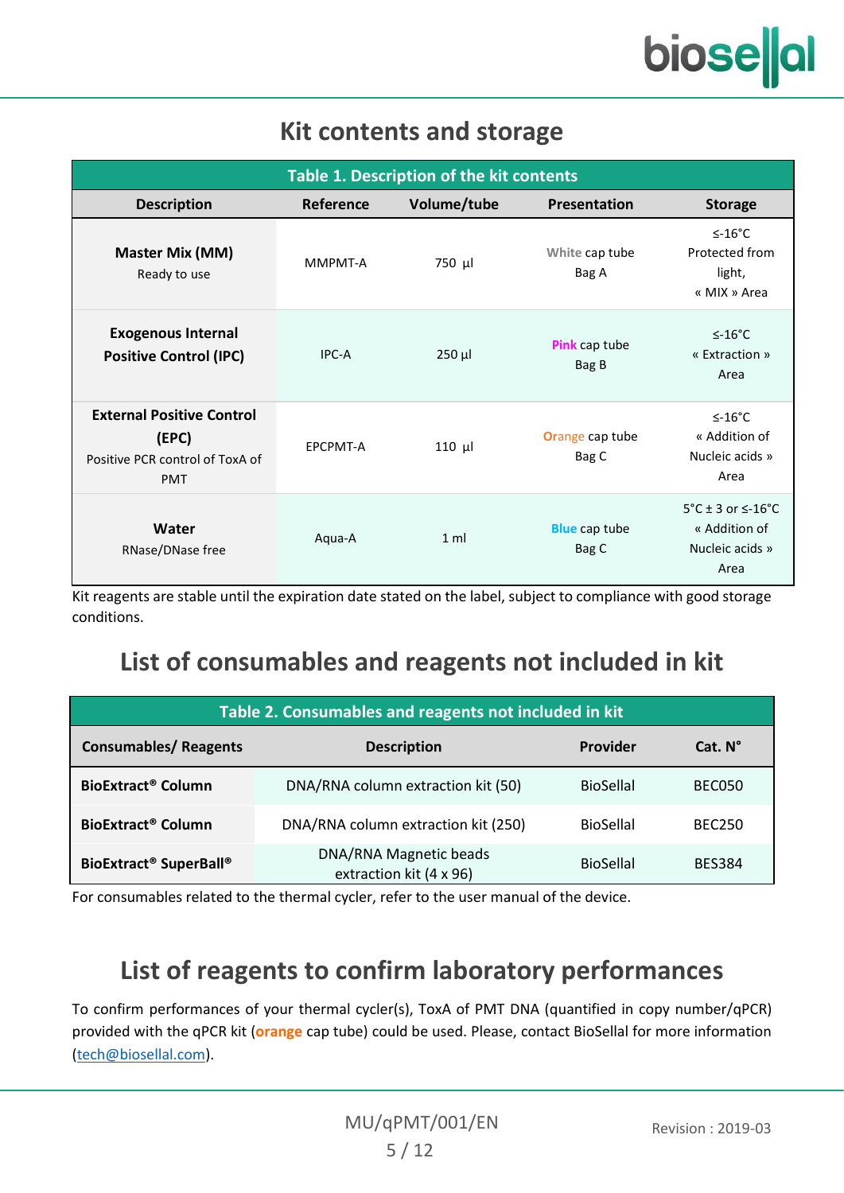# Kit contents and storage

**Table 1. Description of the kit contents**

| Description | Reference | Volume/tube | Presentation | Storage |
|---|---|---|---|---|
| **Master Mix (MM)**<br>Ready to use | MMPMT-A | 750 µl | White cap tube<br>Bag A | ≤-16°C<br>Protected from light,<br>« MIX » Area |
| **Exogenous Internal Positive Control (IPC)** | IPC-A | 250 µl | Pink cap tube<br>Bag B | ≤-16°C<br>« Extraction » Area |
| **External Positive Control (EPC)**<br>Positive PCR control of ToxA of PMT | EPCPMT-A | 110 µl | Orange cap tube<br>Bag C | ≤-16°C<br>« Addition of Nucleic acids » Area |
| **Water**<br>RNase/DNase free | Aqua-A | 1 ml | Blue cap tube<br>Bag C | 5°C ± 3 or ≤-16°C<br>« Addition of Nucleic acids » Area |

Kit reagents are stable until the expiration date stated on the label, subject to compliance with good storage conditions.

# List of consumables and reagents not included in kit

**Table 2. Consumables and reagents not included in kit**

| Consumables/ Reagents | Description | Provider | Cat. N° |
|---|---|---|---|
| **BioExtract® Column** | DNA/RNA column extraction kit (50) | BioSellal | BEC050 |
| **BioExtract® Column** | DNA/RNA column extraction kit (250) | BioSellal | BEC250 |
| **BioExtract® SuperBall®** | DNA/RNA Magnetic beads extraction kit (4 x 96) | BioSellal | BES384 |

For consumables related to the thermal cycler, refer to the user manual of the device.

# List of reagents to confirm laboratory performances

To confirm performances of your thermal cycler(s), ToxA of PMT DNA (quantified in copy number/qPCR) provided with the qPCR kit (**orange** cap tube) could be used. Please, contact BioSellal for more information (tech@biosellal.com).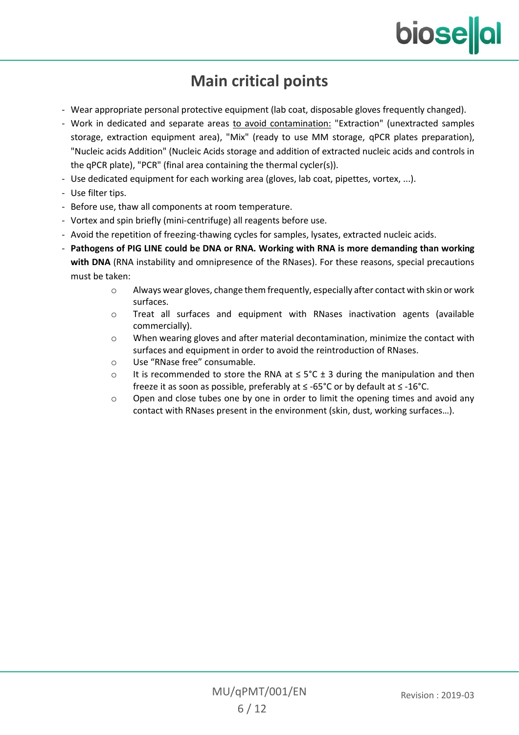# Main critical points

- Wear appropriate personal protective equipment (lab coat, disposable gloves frequently changed).
- Work in dedicated and separate areas to avoid contamination: "Extraction" (unextracted samples storage, extraction equipment area), "Mix" (ready to use MM storage, qPCR plates preparation), "Nucleic acids Addition" (Nucleic Acids storage and addition of extracted nucleic acids and controls in the qPCR plate), "PCR" (final area containing the thermal cycler(s)).
- Use dedicated equipment for each working area (gloves, lab coat, pipettes, vortex, ...).
- Use filter tips.
- Before use, thaw all components at room temperature.
- Vortex and spin briefly (mini-centrifuge) all reagents before use.
- Avoid the repetition of freezing-thawing cycles for samples, lysates, extracted nucleic acids.
- **Pathogens of PIG LINE could be DNA or RNA. Working with RNA is more demanding than working with DNA** (RNA instability and omnipresence of the RNases). For these reasons, special precautions must be taken:
    - Always wear gloves, change them frequently, especially after contact with skin or work surfaces.
    - Treat all surfaces and equipment with RNases inactivation agents (available commercially).
    - When wearing gloves and after material decontamination, minimize the contact with surfaces and equipment in order to avoid the reintroduction of RNases.
    - Use “RNase free” consumable.
    - It is recommended to store the RNA at ≤ 5°C ± 3 during the manipulation and then freeze it as soon as possible, preferably at ≤ -65°C or by default at ≤ -16°C.
    - Open and close tubes one by one in order to limit the opening times and avoid any contact with RNases present in the environment (skin, dust, working surfaces…).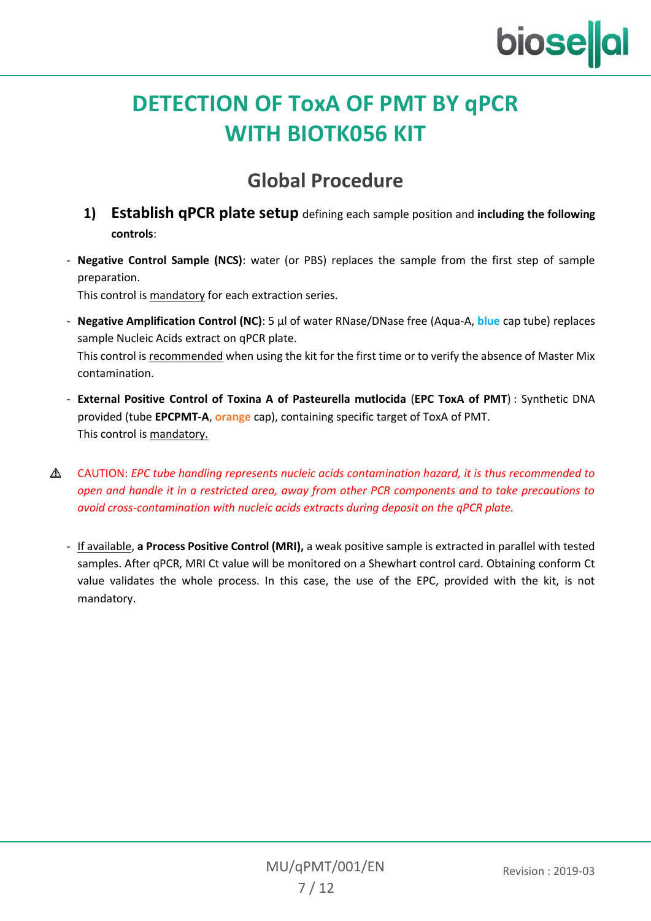# DETECTION OF ToxA OF PMT BY qPCR WITH BIOTK056 KIT

## Global Procedure

### 1) Establish qPCR plate setup defining each sample position and **including the following controls**:

- **Negative Control Sample (NCS)**: water (or PBS) replaces the sample from the first step of sample preparation.
  This control is mandatory for each extraction series.

- **Negative Amplification Control (NC)**: 5 µl of water RNase/DNase free (Aqua-A, **blue** cap tube) replaces sample Nucleic Acids extract on qPCR plate.
  This control is recommended when using the kit for the first time or to verify the absence of Master Mix contamination.

- **External Positive Control of Toxina A of Pasteurella mutlocida** (**EPC ToxA of PMT**) : Synthetic DNA provided (tube **EPCPMT-A**, **orange** cap), containing specific target of ToxA of PMT.
  This control is mandatory.

⚠ CAUTION: *EPC tube handling represents nucleic acids contamination hazard, it is thus recommended to open and handle it in a restricted area, away from other PCR components and to take precautions to avoid cross-contamination with nucleic acids extracts during deposit on the qPCR plate.*

- If available, **a Process Positive Control (MRI),** a weak positive sample is extracted in parallel with tested samples. After qPCR, MRI Ct value will be monitored on a Shewhart control card. Obtaining conform Ct value validates the whole process. In this case, the use of the EPC, provided with the kit, is not mandatory.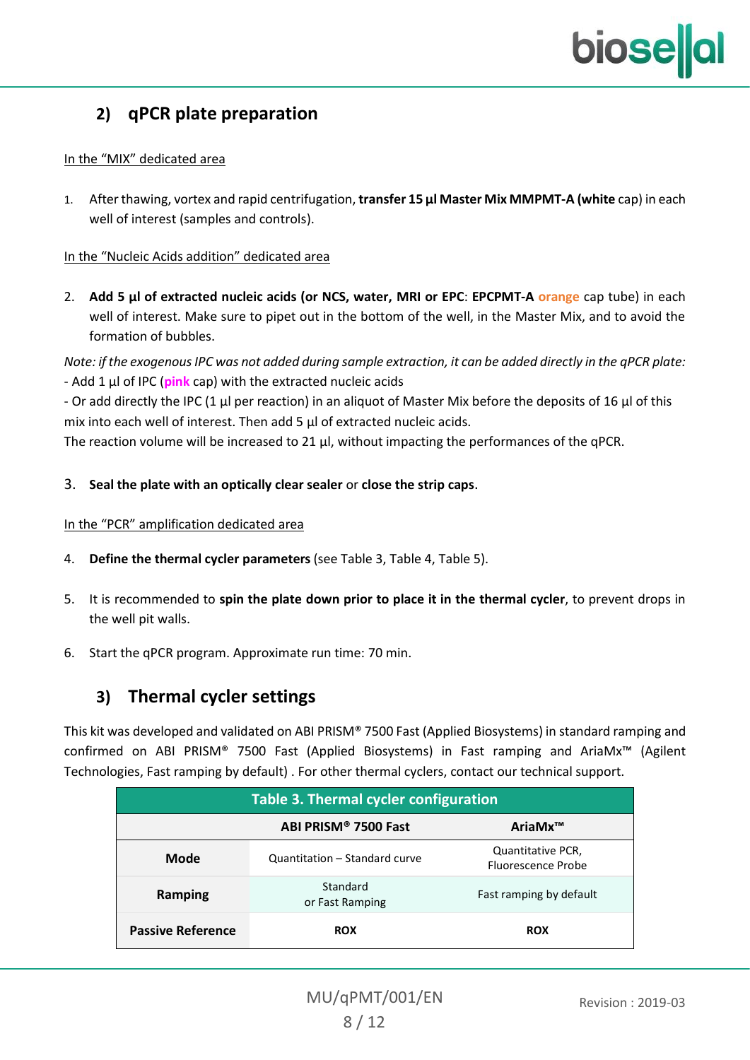## 2) qPCR plate preparation

In the "MIX" dedicated area

1. After thawing, vortex and rapid centrifugation, **transfer 15 µl Master Mix MMPMT-A (white** cap) in each well of interest (samples and controls).

In the "Nucleic Acids addition" dedicated area

2. **Add 5 µl of extracted nucleic acids (or NCS, water, MRI or EPC**: **EPCPMT-A** orange cap tube) in each well of interest. Make sure to pipet out in the bottom of the well, in the Master Mix, and to avoid the formation of bubbles.

*Note: if the exogenous IPC was not added during sample extraction, it can be added directly in the qPCR plate:*
- Add 1 µl of IPC (**pink** cap) with the extracted nucleic acids
- Or add directly the IPC (1 µl per reaction) in an aliquot of Master Mix before the deposits of 16 µl of this mix into each well of interest. Then add 5 µl of extracted nucleic acids.

The reaction volume will be increased to 21 µl, without impacting the performances of the qPCR.

3. **Seal the plate with an optically clear sealer** or **close the strip caps**.

In the "PCR" amplification dedicated area

4. **Define the thermal cycler parameters** (see Table 3, Table 4, Table 5).

5. It is recommended to **spin the plate down prior to place it in the thermal cycler**, to prevent drops in the well pit walls.

6. Start the qPCR program. Approximate run time: 70 min.

## 3) Thermal cycler settings

This kit was developed and validated on ABI PRISM® 7500 Fast (Applied Biosystems) in standard ramping and confirmed on ABI PRISM® 7500 Fast (Applied Biosystems) in Fast ramping and AriaMx™ (Agilent Technologies, Fast ramping by default) . For other thermal cyclers, contact our technical support.

**Table 3. Thermal cycler configuration**

| | ABI PRISM® 7500 Fast | AriaMx™ |
|---|---|---|
| **Mode** | Quantitation – Standard curve | Quantitative PCR, Fluorescence Probe |
| **Ramping** | Standard or Fast Ramping | Fast ramping by default |
| **Passive Reference** | **ROX** | **ROX** |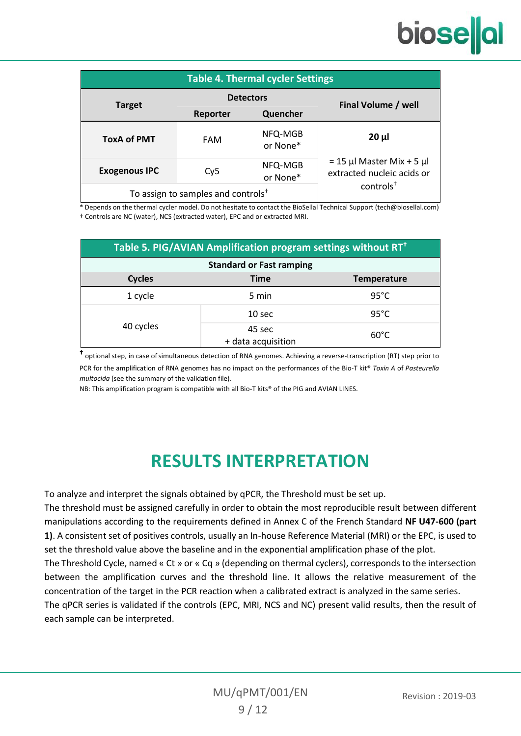**Table 4. Thermal cycler Settings**

| Target | Detectors | | Final Volume / well |
|---|---|---|---|
| | Reporter | Quencher | |
| **ToxA of PMT** | FAM | NFQ-MGB or None* | **20 µl** = 15 µl Master Mix + 5 µl extracted nucleic acids or controls† |
| **Exogenous IPC** | Cy5 | NFQ-MGB or None* | |
| To assign to samples and controls† | | | |

\* Depends on the thermal cycler model. Do not hesitate to contact the BioSellal Technical Support (tech@biosellal.com)
† Controls are NC (water), NCS (extracted water), EPC and or extracted MRI.

**Table 5. PIG/AVIAN Amplification program settings without RT†**

| Standard or Fast ramping | | |
|---|---|---|
| **Cycles** | **Time** | **Temperature** |
| 1 cycle | 5 min | 95°C |
| 40 cycles | 10 sec | 95°C |
| | 45 sec + data acquisition | 60°C |

† optional step, in case of simultaneous detection of RNA genomes. Achieving a reverse-transcription (RT) step prior to PCR for the amplification of RNA genomes has no impact on the performances of the Bio-T kit® *Toxin A* of *Pasteurella multocida* (see the summary of the validation file).
NB: This amplification program is compatible with all Bio-T kits® of the PIG and AVIAN LINES.

# RESULTS INTERPRETATION

To analyze and interpret the signals obtained by qPCR, the Threshold must be set up.
The threshold must be assigned carefully in order to obtain the most reproducible result between different manipulations according to the requirements defined in Annex C of the French Standard **NF U47-600 (part 1)**. A consistent set of positives controls, usually an In-house Reference Material (MRI) or the EPC, is used to set the threshold value above the baseline and in the exponential amplification phase of the plot.
The Threshold Cycle, named « Ct » or « Cq » (depending on thermal cyclers), corresponds to the intersection between the amplification curves and the threshold line. It allows the relative measurement of the concentration of the target in the PCR reaction when a calibrated extract is analyzed in the same series.
The qPCR series is validated if the controls (EPC, MRI, NCS and NC) present valid results, then the result of each sample can be interpreted.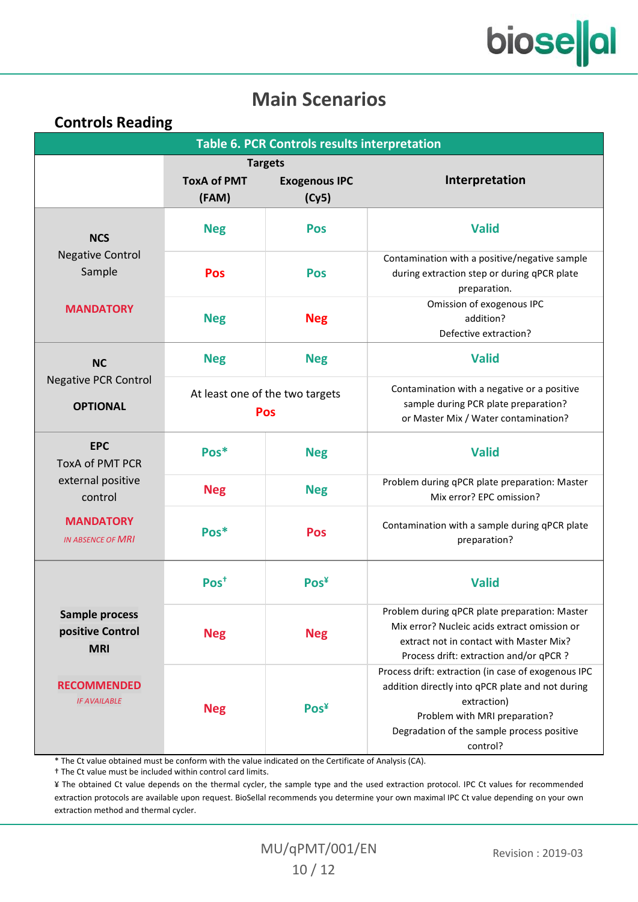# Main Scenarios

## Controls Reading

| Table 6. PCR Controls results interpretation | | | |
|---|---|---|---|
| | **Targets** | | **Interpretation** |
| | **ToxA of PMT (FAM)** | **Exogenous IPC (Cy5)** | |
| **NCS** Negative Control Sample **MANDATORY** | Neg | Pos | Valid |
| | Pos | Pos | Contamination with a positive/negative sample during extraction step or during qPCR plate preparation. |
| | Neg | Neg | Omission of exogenous IPC addition? Defective extraction? |
| **NC** Negative PCR Control **OPTIONAL** | Neg | Neg | Valid |
| | At least one of the two targets Pos | | Contamination with a negative or a positive sample during PCR plate preparation? or Master Mix / Water contamination? |
| **EPC** ToxA of PMT PCR external positive control **MANDATORY** *IN ABSENCE OF MRI* | Pos* | Neg | Valid |
| | Neg | Neg | Problem during qPCR plate preparation: Master Mix error? EPC omission? |
| | Pos* | Pos | Contamination with a sample during qPCR plate preparation? |
| **Sample process positive Control MRI** **RECOMMENDED** *IF AVAILABLE* | Pos† | Pos¥ | Valid |
| | Neg | Neg | Problem during qPCR plate preparation: Master Mix error? Nucleic acids extract omission or extract not in contact with Master Mix? Process drift: extraction and/or qPCR ? |
| | Neg | Pos¥ | Process drift: extraction (in case of exogenous IPC addition directly into qPCR plate and not during extraction) Problem with MRI preparation? Degradation of the sample process positive control? |

* The Ct value obtained must be conform with the value indicated on the Certificate of Analysis (CA).

† The Ct value must be included within control card limits.

¥ The obtained Ct value depends on the thermal cycler, the sample type and the used extraction protocol. IPC Ct values for recommended extraction protocols are available upon request. BioSellal recommends you determine your own maximal IPC Ct value depending on your own extraction method and thermal cycler.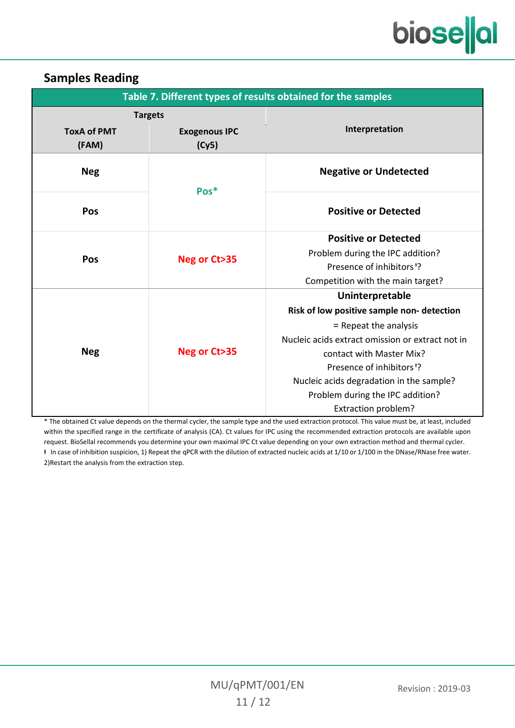## Samples Reading

**Table 7. Different types of results obtained for the samples**

| Targets | | Interpretation |
|---|---|---|
| **ToxA of PMT (FAM)** | **Exogenous IPC (Cy5)** | |
| **Neg** | **Pos*** | **Negative or Undetected** |
| **Pos** | **Pos*** | **Positive or Detected** |
| **Pos** | **Neg or Ct>35** | **Positive or Detected** Problem during the IPC addition? Presence of inhibitors ⱡ? Competition with the main target? |
| **Neg** | **Neg or Ct>35** | **Uninterpretable** **Risk of low positive sample non- detection** = Repeat the analysis Nucleic acids extract omission or extract not in contact with Master Mix? Presence of inhibitors ⱡ? Nucleic acids degradation in the sample? Problem during the IPC addition? Extraction problem? |

* The obtained Ct value depends on the thermal cycler, the sample type and the used extraction protocol. This value must be, at least, included within the specified range in the certificate of analysis (CA). Ct values for IPC using the recommended extraction protocols are available upon request. BioSellal recommends you determine your own maximal IPC Ct value depending on your own extraction method and thermal cycler.

ⱡ In case of inhibition suspicion, 1) Repeat the qPCR with the dilution of extracted nucleic acids at 1/10 or 1/100 in the DNase/RNase free water. 2)Restart the analysis from the extraction step.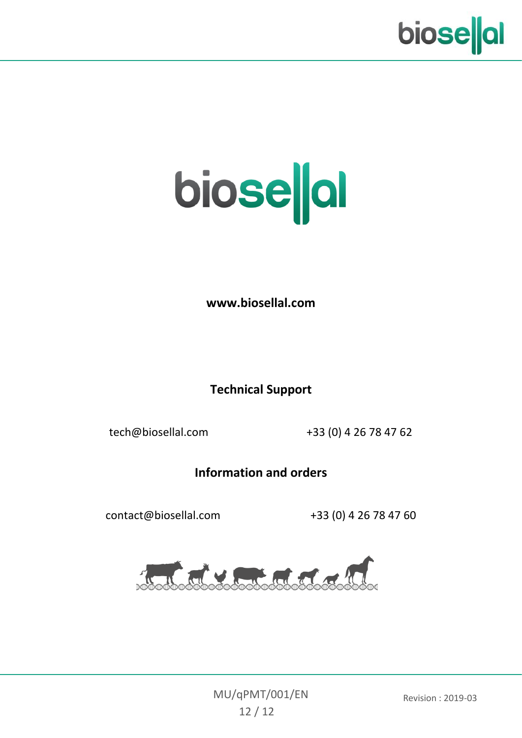biosellal

**www.biosellal.com**

**Technical Support**

tech@biosellal.com +33 (0) 4 26 78 47 62

**Information and orders**

contact@biosellal.com +33 (0) 4 26 78 47 60